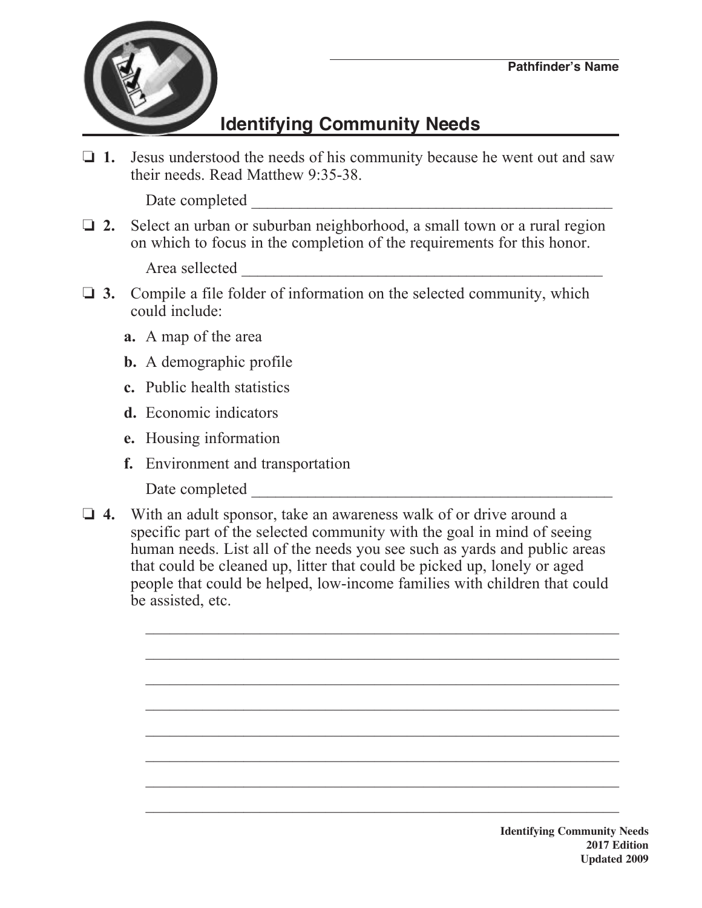Pathfinder's Name

# Identifying Community Needs

❑ **1.** Jesus understood the needs of his community because he went out and saw their needs. Read Matthew 9:35-38.

Date completed ______________________________________________

❑ **2.** Select an urban or suburban neighborhood, a small town or a rural region on which to focus in the completion of the requirements for this honor.

Area sellected ______________________________________________

❑ **3.** Compile a file folder of information on the selected community, which could include:

**a.** A map of the area

**b.** A demographic profile

**c.** Public health statistics

**d.** Economic indicators

**e.** Housing information

**f.** Environment and transportation

Date completed ______________________________________________

❑ **4.** With an adult sponsor, take an awareness walk of or drive around a specific part of the selected community with the goal in mind of seeing human needs. List all of the needs you see such as yards and public areas that could be cleaned up, litter that could be picked up, lonely or aged people that could be helped, low-income families with children that could be assisted, etc.

________________________________________________________________

________________________________________________________________

________________________________________________________________

________________________________________________________________

________________________________________________________________

________________________________________________________________

________________________________________________________________

________________________________________________________________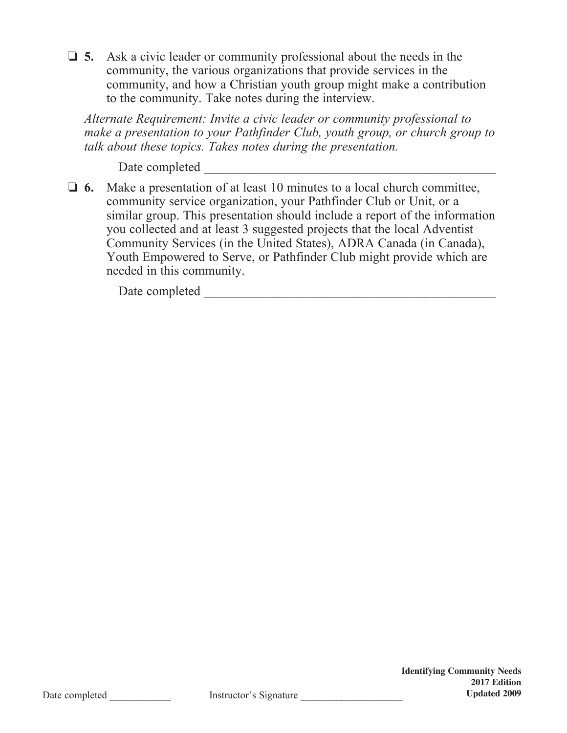❏ **5.** Ask a civic leader or community professional about the needs in the community, the various organizations that provide services in the community, and how a Christian youth group might make a contribution to the community. Take notes during the interview.

*Alternate Requirement: Invite a civic leader or community professional to make a presentation to your Pathfinder Club, youth group, or church group to talk about these topics. Takes notes during the presentation.*

Date completed ___________________________________________

❏ **6.** Make a presentation of at least 10 minutes to a local church committee, community service organization, your Pathfinder Club or Unit, or a similar group. This presentation should include a report of the information you collected and at least 3 suggested projects that the local Adventist Community Services (in the United States), ADRA Canada (in Canada), Youth Empowered to Serve, or Pathfinder Club might provide which are needed in this community.

Date completed ___________________________________________

Date completed ____________ Instructor's Signature ____________________

**Identifying Community Needs**
**2017 Edition**
**Updated 2009**